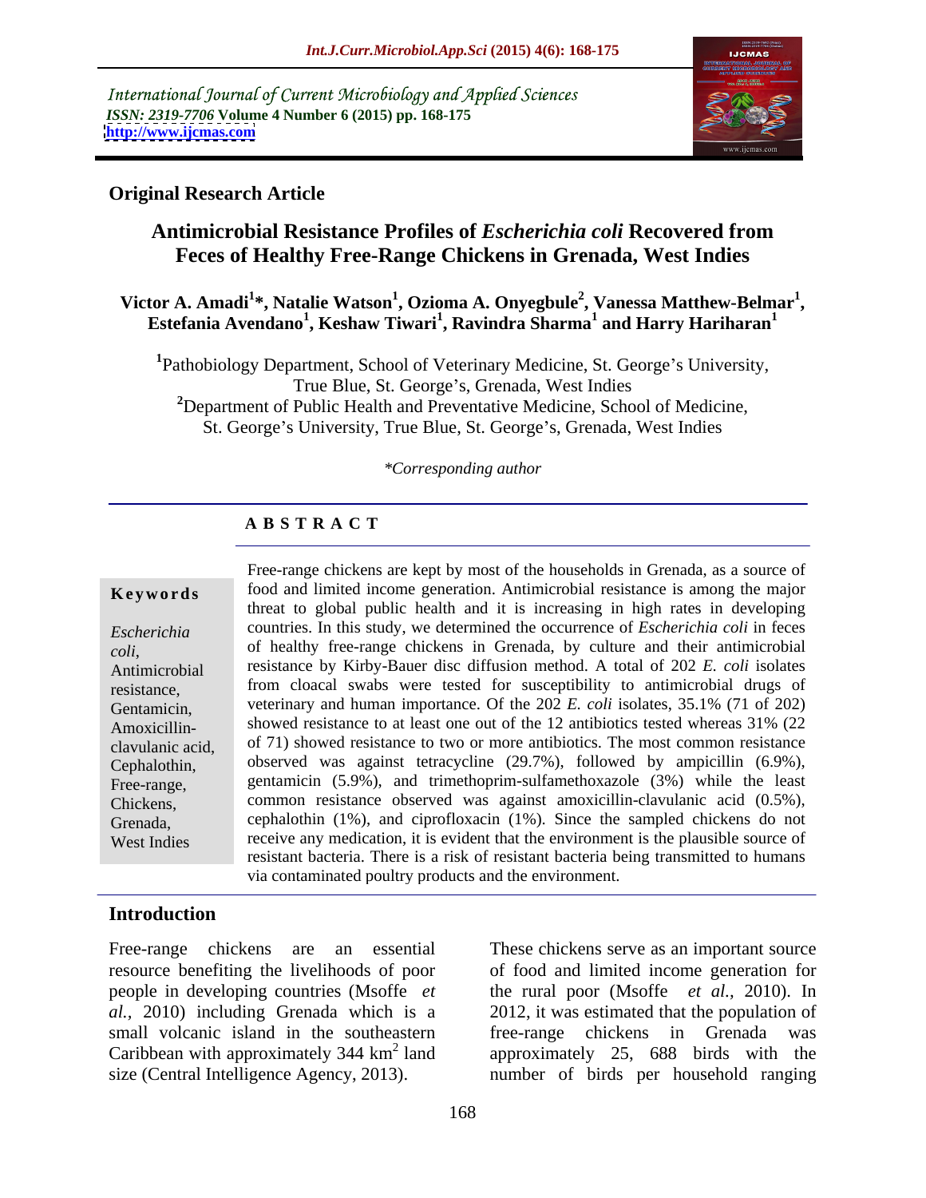International Journal of Current Microbiology and Applied Sciences
*ISSN: 2319-7706* **Volume 4 Number 6 (2015) pp. 168-175**
**http://www.ijcmas.com**

**Original Research Article**

# Antimicrobial Resistance Profiles of *Escherichia coli* Recovered from Feces of Healthy Free-Range Chickens in Grenada, West Indies

**Victor A. Amadi[1]\*, Natalie Watson[1], Ozioma A. Onyegbule[2], Vanessa Matthew-Belmar[1], Estefania Avendano[1], Keshaw Tiwari[1], Ravindra Sharma[1] and Harry Hariharan[1]**

[1]Pathobiology Department, School of Veterinary Medicine, St. George's University, True Blue, St. George's, Grenada, West Indies
[2]Department of Public Health and Preventative Medicine, School of Medicine, St. George's University, True Blue, St. George's, Grenada, West Indies

*\*Corresponding author*

## ABSTRACT

**Keywords**

*Escherichia coli*, Antimicrobial resistance, Gentamicin, Amoxicillin-clavulanic acid, Cephalothin, Free-range, Chickens, Grenada, West Indies

Free-range chickens are kept by most of the households in Grenada, as a source of food and limited income generation. Antimicrobial resistance is among the major threat to global public health and it is increasing in high rates in developing countries. In this study, we determined the occurrence of *Escherichia coli* in feces of healthy free-range chickens in Grenada, by culture and their antimicrobial resistance by Kirby-Bauer disc diffusion method. A total of 202 *E. coli* isolates from cloacal swabs were tested for susceptibility to antimicrobial drugs of veterinary and human importance. Of the 202 *E. coli* isolates, 35.1% (71 of 202) showed resistance to at least one out of the 12 antibiotics tested whereas 31% (22 of 71) showed resistance to two or more antibiotics. The most common resistance observed was against tetracycline (29.7%), followed by ampicillin (6.9%), gentamicin (5.9%), and trimethoprim-sulfamethoxazole (3%) while the least common resistance observed was against amoxicillin-clavulanic acid (0.5%), cephalothin (1%), and ciprofloxacin (1%). Since the sampled chickens do not receive any medication, it is evident that the environment is the plausible source of resistant bacteria. There is a risk of resistant bacteria being transmitted to humans via contaminated poultry products and the environment.

## Introduction

Free-range chickens are an essential resource benefiting the livelihoods of poor people in developing countries (Msoffe *et al.,* 2010) including Grenada which is a small volcanic island in the southeastern Caribbean with approximately 344 $km^2$ land size (Central Intelligence Agency, 2013).

These chickens serve as an important source of food and limited income generation for the rural poor (Msoffe *et al.,* 2010). In 2012, it was estimated that the population of free-range chickens in Grenada was approximately 25, 688 birds with the number of birds per household ranging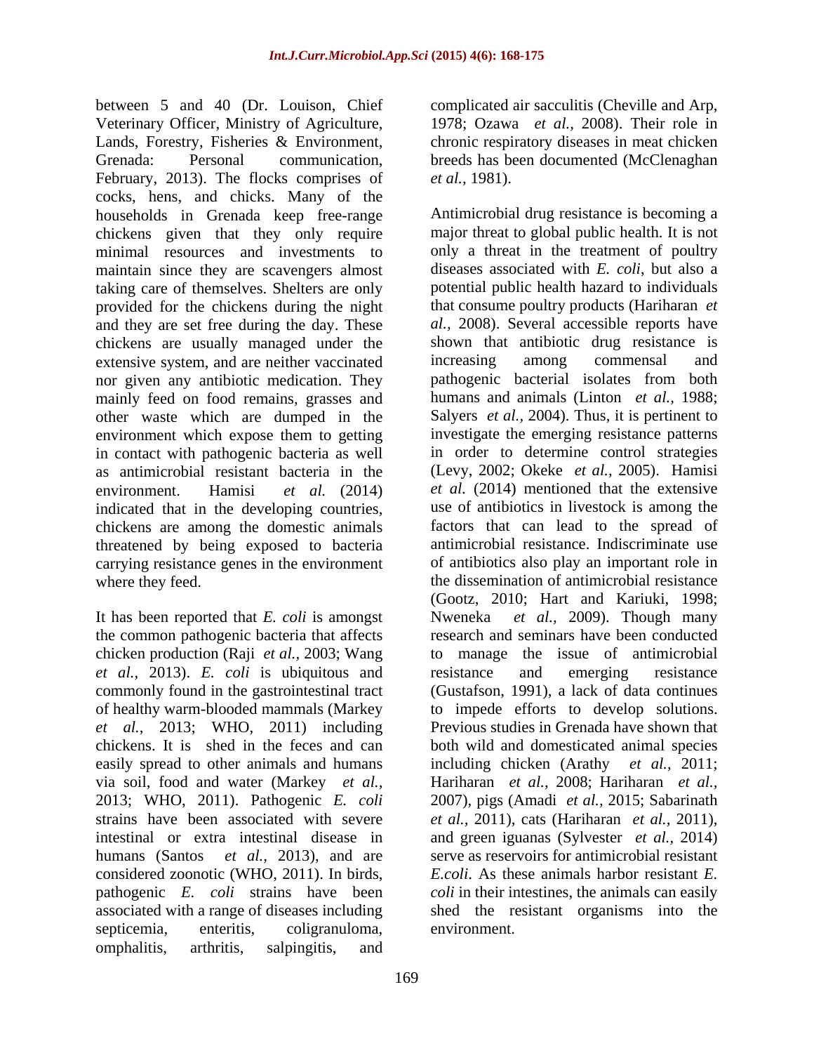between 5 and 40 (Dr. Louison, Chief Veterinary Officer, Ministry of Agriculture, Lands, Forestry, Fisheries & Environment, Grenada: Personal communication, February, 2013). The flocks comprises of cocks, hens, and chicks. Many of the households in Grenada keep free-range chickens given that they only require minimal resources and investments to maintain since they are scavengers almost taking care of themselves. Shelters are only provided for the chickens during the night and they are set free during the day. These chickens are usually managed under the extensive system, and are neither vaccinated nor given any antibiotic medication. They mainly feed on food remains, grasses and other waste which are dumped in the environment which expose them to getting in contact with pathogenic bacteria as well as antimicrobial resistant bacteria in the environment. Hamisi *et al.* (2014) indicated that in the developing countries, chickens are among the domestic animals threatened by being exposed to bacteria carrying resistance genes in the environment where they feed.

It has been reported that *E. coli* is amongst the common pathogenic bacteria that affects chicken production (Raji *et al.*, 2003; Wang *et al.*, 2013). *E. coli* is ubiquitous and commonly found in the gastrointestinal tract of healthy warm-blooded mammals (Markey *et al.*, 2013; WHO, 2011) including chickens. It is shed in the feces and can easily spread to other animals and humans via soil, food and water (Markey *et al.*, 2013; WHO, 2011). Pathogenic *E. coli* strains have been associated with severe intestinal or extra intestinal disease in humans (Santos *et al.*, 2013), and are considered zoonotic (WHO, 2011). In birds, pathogenic *E. coli* strains have been associated with a range of diseases including septicemia, enteritis, coligranuloma, omphalitis, arthritis, salpingitis, and complicated air sacculitis (Cheville and Arp, 1978; Ozawa *et al.*, 2008). Their role in chronic respiratory diseases in meat chicken breeds has been documented (McClenaghan *et al.*, 1981).

Antimicrobial drug resistance is becoming a major threat to global public health. It is not only a threat in the treatment of poultry diseases associated with *E. coli*, but also a potential public health hazard to individuals that consume poultry products (Hariharan *et al.*, 2008). Several accessible reports have shown that antibiotic drug resistance is increasing among commensal and pathogenic bacterial isolates from both humans and animals (Linton *et al.*, 1988; Salyers *et al.*, 2004). Thus, it is pertinent to investigate the emerging resistance patterns in order to determine control strategies (Levy, 2002; Okeke *et al.*, 2005). Hamisi *et al.* (2014) mentioned that the extensive use of antibiotics in livestock is among the factors that can lead to the spread of antimicrobial resistance. Indiscriminate use of antibiotics also play an important role in the dissemination of antimicrobial resistance (Gootz, 2010; Hart and Kariuki, 1998; Nweneka *et al.*, 2009). Though many research and seminars have been conducted to manage the issue of antimicrobial resistance and emerging resistance (Gustafson, 1991), a lack of data continues to impede efforts to develop solutions. Previous studies in Grenada have shown that both wild and domesticated animal species including chicken (Arathy *et al.*, 2011; Hariharan *et al.*, 2008; Hariharan *et al.*, 2007), pigs (Amadi *et al.*, 2015; Sabarinath *et al.*, 2011), cats (Hariharan *et al.*, 2011), and green iguanas (Sylvester *et al.*, 2014) serve as reservoirs for antimicrobial resistant *E.coli*. As these animals harbor resistant *E. coli* in their intestines, the animals can easily shed the resistant organisms into the environment.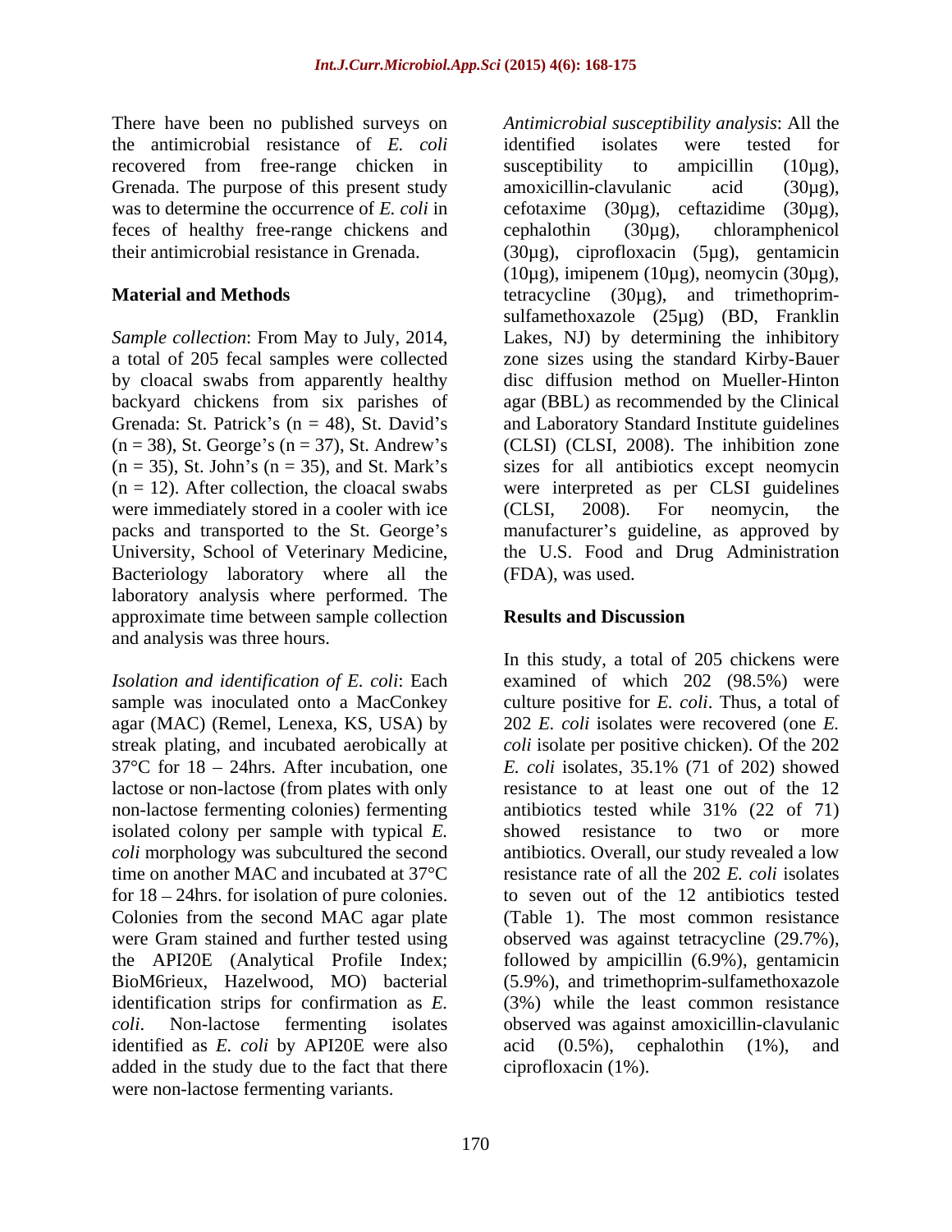There have been no published surveys on the antimicrobial resistance of *E. coli* recovered from free-range chicken in Grenada. The purpose of this present study was to determine the occurrence of *E. coli* in feces of healthy free-range chickens and their antimicrobial resistance in Grenada.

## Material and Methods

*Sample collection*: From May to July, 2014, a total of 205 fecal samples were collected by cloacal swabs from apparently healthy backyard chickens from six parishes of Grenada: St. Patrick's (n = 48), St. David's (n = 38), St. George's (n = 37), St. Andrew's (n = 35), St. John's (n = 35), and St. Mark's (n = 12). After collection, the cloacal swabs were immediately stored in a cooler with ice packs and transported to the St. George's University, School of Veterinary Medicine, Bacteriology laboratory where all the laboratory analysis where performed. The approximate time between sample collection and analysis was three hours.

*Isolation and identification of E. coli*: Each sample was inoculated onto a MacConkey agar (MAC) (Remel, Lenexa, KS, USA) by streak plating, and incubated aerobically at 37°C for 18 – 24hrs. After incubation, one lactose or non-lactose (from plates with only non-lactose fermenting colonies) fermenting isolated colony per sample with typical *E. coli* morphology was subcultured the second time on another MAC and incubated at 37°C for 18 – 24hrs. for isolation of pure colonies. Colonies from the second MAC agar plate were Gram stained and further tested using the API20E (Analytical Profile Index; BioM6rieux, Hazelwood, MO) bacterial identification strips for confirmation as *E. coli*. Non-lactose fermenting isolates identified as *E. coli* by API20E were also added in the study due to the fact that there were non-lactose fermenting variants.

*Antimicrobial susceptibility analysis*: All the identified isolates were tested for susceptibility to ampicillin (10µg), amoxicillin-clavulanic acid (30µg), cefotaxime (30µg), ceftazidime (30µg), cephalothin (30µg), chloramphenicol (30µg), ciprofloxacin (5µg), gentamicin (10µg), imipenem (10µg), neomycin (30µg), tetracycline (30µg), and trimethoprim-sulfamethoxazole (25µg) (BD, Franklin Lakes, NJ) by determining the inhibitory zone sizes using the standard Kirby-Bauer disc diffusion method on Mueller-Hinton agar (BBL) as recommended by the Clinical and Laboratory Standard Institute guidelines (CLSI) (CLSI, 2008). The inhibition zone sizes for all antibiotics except neomycin were interpreted as per CLSI guidelines (CLSI, 2008). For neomycin, the manufacturer's guideline, as approved by the U.S. Food and Drug Administration (FDA), was used.

## Results and Discussion

In this study, a total of 205 chickens were examined of which 202 (98.5%) were culture positive for *E. coli*. Thus, a total of 202 *E. coli* isolates were recovered (one *E. coli* isolate per positive chicken). Of the 202 *E. coli* isolates, 35.1% (71 of 202) showed resistance to at least one out of the 12 antibiotics tested while 31% (22 of 71) showed resistance to two or more antibiotics. Overall, our study revealed a low resistance rate of all the 202 *E. coli* isolates to seven out of the 12 antibiotics tested (Table 1). The most common resistance observed was against tetracycline (29.7%), followed by ampicillin (6.9%), gentamicin (5.9%), and trimethoprim-sulfamethoxazole (3%) while the least common resistance observed was against amoxicillin-clavulanic acid (0.5%), cephalothin (1%), and ciprofloxacin (1%).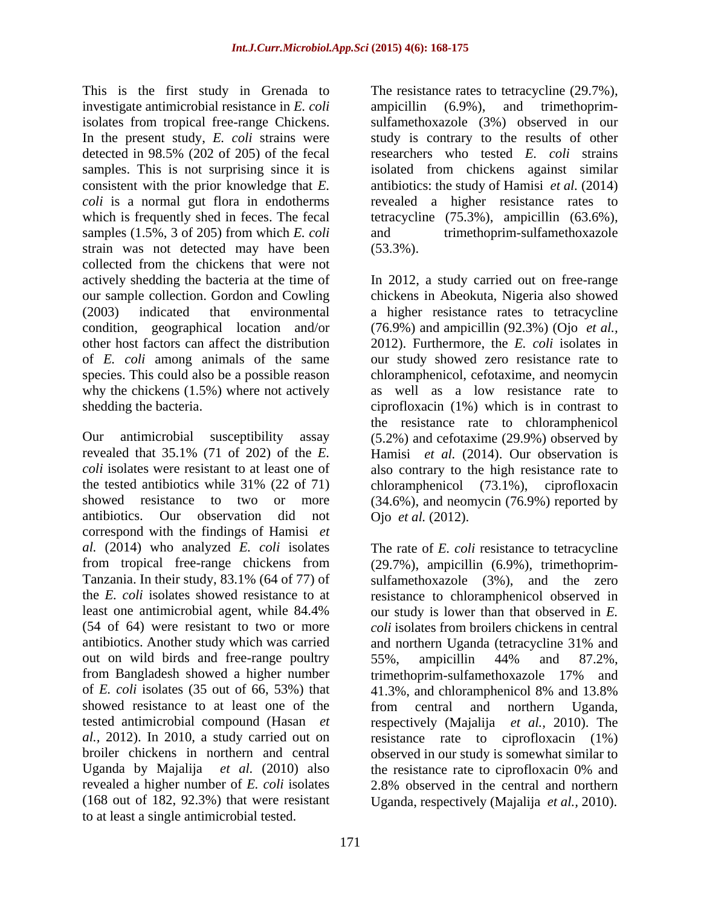This is the first study in Grenada to investigate antimicrobial resistance in *E. coli* isolates from tropical free-range Chickens. In the present study, *E. coli* strains were detected in 98.5% (202 of 205) of the fecal samples. This is not surprising since it is consistent with the prior knowledge that *E. coli* is a normal gut flora in endotherms which is frequently shed in feces. The fecal samples (1.5%, 3 of 205) from which *E. coli* strain was not detected may have been collected from the chickens that were not actively shedding the bacteria at the time of our sample collection. Gordon and Cowling (2003) indicated that environmental condition, geographical location and/or other host factors can affect the distribution of *E. coli* among animals of the same species. This could also be a possible reason why the chickens (1.5%) where not actively shedding the bacteria.

Our antimicrobial susceptibility assay revealed that 35.1% (71 of 202) of the *E. coli* isolates were resistant to at least one of the tested antibiotics while 31% (22 of 71) showed resistance to two or more antibiotics. Our observation did not correspond with the findings of Hamisi *et al.* (2014) who analyzed *E. coli* isolates from tropical free-range chickens from Tanzania. In their study, 83.1% (64 of 77) of the *E. coli* isolates showed resistance to at least one antimicrobial agent, while 84.4% (54 of 64) were resistant to two or more antibiotics. Another study which was carried out on wild birds and free-range poultry from Bangladesh showed a higher number of *E. coli* isolates (35 out of 66, 53%) that showed resistance to at least one of the tested antimicrobial compound (Hasan *et al.,* 2012). In 2010, a study carried out on broiler chickens in northern and central Uganda by Majalija *et al.* (2010) also revealed a higher number of *E. coli* isolates (168 out of 182, 92.3%) that were resistant to at least a single antimicrobial tested.

The resistance rates to tetracycline (29.7%), ampicillin (6.9%), and trimethoprim-sulfamethoxazole (3%) observed in our study is contrary to the results of other researchers who tested *E. coli* strains isolated from chickens against similar antibiotics: the study of Hamisi *et al.* (2014) revealed a higher resistance rates to tetracycline (75.3%), ampicillin (63.6%), and trimethoprim-sulfamethoxazole (53.3%).

In 2012, a study carried out on free-range chickens in Abeokuta, Nigeria also showed a higher resistance rates to tetracycline (76.9%) and ampicillin (92.3%) (Ojo *et al.,* 2012). Furthermore, the *E. coli* isolates in our study showed zero resistance rate to chloramphenicol, cefotaxime, and neomycin as well as a low resistance rate to ciprofloxacin (1%) which is in contrast to the resistance rate to chloramphenicol (5.2%) and cefotaxime (29.9%) observed by Hamisi *et al.* (2014). Our observation is also contrary to the high resistance rate to chloramphenicol (73.1%), ciprofloxacin (34.6%), and neomycin (76.9%) reported by Ojo *et al.* (2012).

The rate of *E. coli* resistance to tetracycline (29.7%), ampicillin (6.9%), trimethoprim-sulfamethoxazole (3%), and the zero resistance to chloramphenicol observed in our study is lower than that observed in *E. coli* isolates from broilers chickens in central and northern Uganda (tetracycline 31% and 55%, ampicillin 44% and 87.2%, trimethoprim-sulfamethoxazole 17% and 41.3%, and chloramphenicol 8% and 13.8% from central and northern Uganda, respectively (Majalija *et al.,* 2010). The resistance rate to ciprofloxacin (1%) observed in our study is somewhat similar to the resistance rate to ciprofloxacin 0% and 2.8% observed in the central and northern Uganda, respectively (Majalija *et al.,* 2010).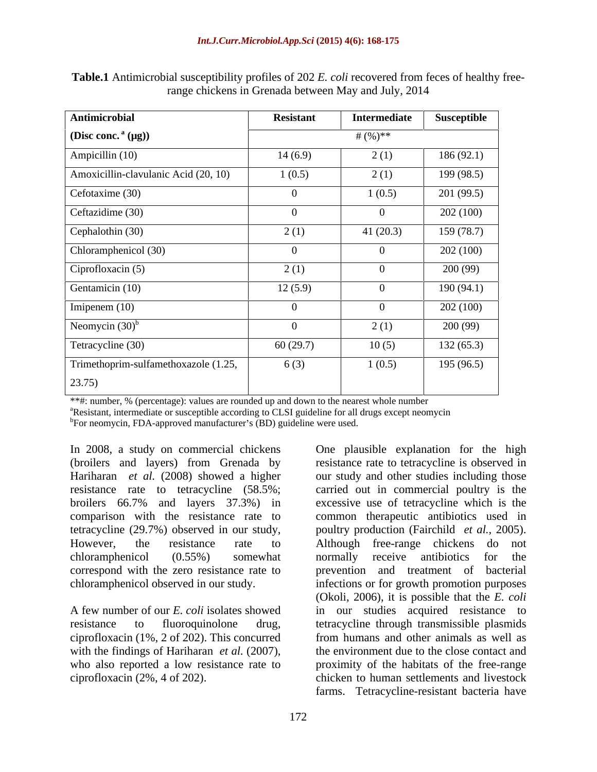**Table.1** Antimicrobial susceptibility profiles of 202 *E. coli* recovered from feces of healthy free-range chickens in Grenada between May and July, 2014

| Antimicrobial | Resistant | Intermediate | Susceptible |
|---|---|---|---|
| (Disc conc. [a] (μg)) | # (%)** | | |
| Ampicillin (10) | 14 (6.9) | 2 (1) | 186 (92.1) |
| Amoxicillin-clavulanic Acid (20, 10) | 1 (0.5) | 2 (1) | 199 (98.5) |
| Cefotaxime (30) | 0 | 1 (0.5) | 201 (99.5) |
| Ceftazidime (30) | 0 | 0 | 202 (100) |
| Cephalothin (30) | 2 (1) | 41 (20.3) | 159 (78.7) |
| Chloramphenicol (30) | 0 | 0 | 202 (100) |
| Ciprofloxacin (5) | 2 (1) | 0 | 200 (99) |
| Gentamicin (10) | 12 (5.9) | 0 | 190 (94.1) |
| Imipenem (10) | 0 | 0 | 202 (100) |
| Neomycin (30)[b] | 0 | 2 (1) | 200 (99) |
| Tetracycline (30) | 60 (29.7) | 10 (5) | 132 (65.3) |
| Trimethoprim-sulfamethoxazole (1.25, 23.75) | 6 (3) | 1 (0.5) | 195 (96.5) |

**#: number, % (percentage): values are rounded up and down to the nearest whole number

[a]Resistant, intermediate or susceptible according to CLSI guideline for all drugs except neomycin

[b]For neomycin, FDA-approved manufacturer's (BD) guideline were used.

In 2008, a study on commercial chickens (broilers and layers) from Grenada by Hariharan *et al.* (2008) showed a higher resistance rate to tetracycline (58.5%; broilers 66.7% and layers 37.3%) in comparison with the resistance rate to tetracycline (29.7%) observed in our study, However, the resistance rate to chloramphenicol (0.55%) somewhat correspond with the zero resistance rate to chloramphenicol observed in our study.

A few number of our *E. coli* isolates showed resistance to fluoroquinolone drug, ciprofloxacin (1%, 2 of 202). This concurred with the findings of Hariharan *et al.* (2007), who also reported a low resistance rate to ciprofloxacin (2%, 4 of 202).

One plausible explanation for the high resistance rate to tetracycline is observed in our study and other studies including those carried out in commercial poultry is the excessive use of tetracycline which is the common therapeutic antibiotics used in poultry production (Fairchild *et al.,* 2005). Although free-range chickens do not normally receive antibiotics for the prevention and treatment of bacterial infections or for growth promotion purposes (Okoli, 2006), it is possible that the *E. coli* in our studies acquired resistance to tetracycline through transmissible plasmids from humans and other animals as well as the environment due to the close contact and proximity of the habitats of the free-range chicken to human settlements and livestock farms. Tetracycline-resistant bacteria have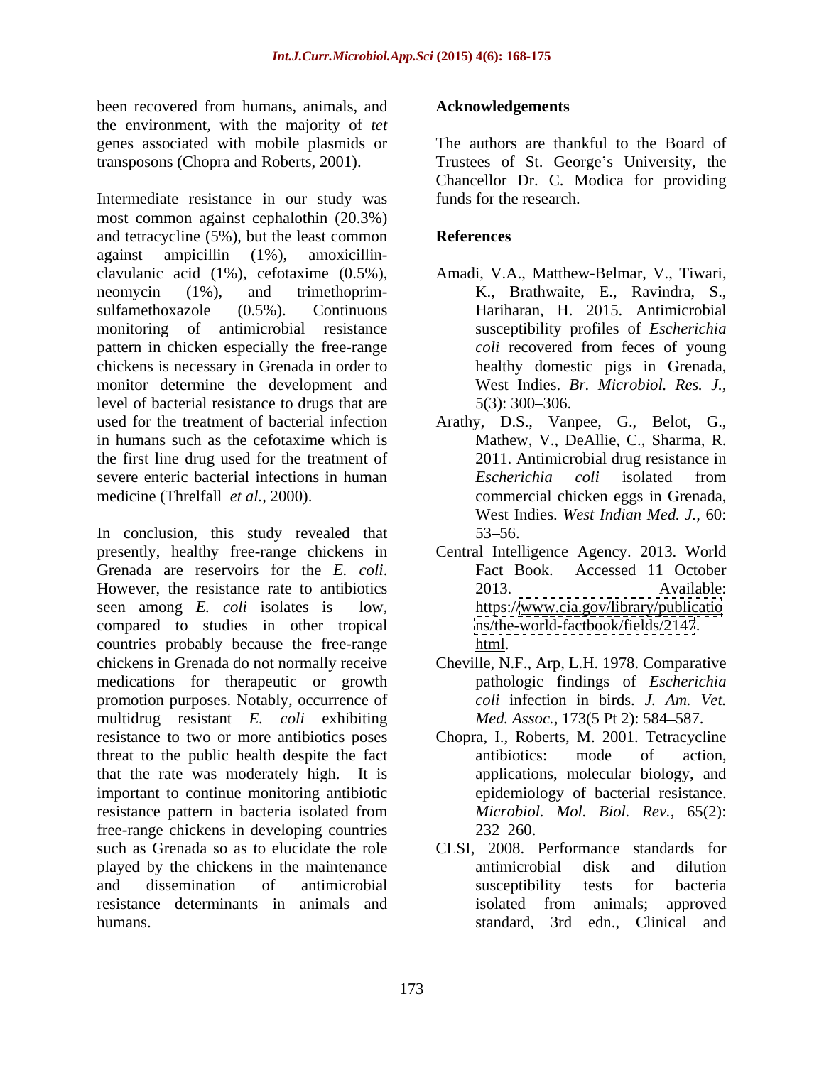been recovered from humans, animals, and the environment, with the majority of *tet* genes associated with mobile plasmids or transposons (Chopra and Roberts, 2001).

Intermediate resistance in our study was most common against cephalothin (20.3%) and tetracycline (5%), but the least common against ampicillin (1%), amoxicillin-clavulanic acid (1%), cefotaxime (0.5%), neomycin (1%), and trimethoprim-sulfamethoxazole (0.5%). Continuous monitoring of antimicrobial resistance pattern in chicken especially the free-range chickens is necessary in Grenada in order to monitor determine the development and level of bacterial resistance to drugs that are used for the treatment of bacterial infection in humans such as the cefotaxime which is the first line drug used for the treatment of severe enteric bacterial infections in human medicine (Threlfall *et al.,* 2000).

In conclusion, this study revealed that presently, healthy free-range chickens in Grenada are reservoirs for the *E. coli*. However, the resistance rate to antibiotics seen among *E. coli* isolates is low, compared to studies in other tropical countries probably because the free-range chickens in Grenada do not normally receive medications for therapeutic or growth promotion purposes. Notably, occurrence of multidrug resistant *E. coli* exhibiting resistance to two or more antibiotics poses threat to the public health despite the fact that the rate was moderately high. It is important to continue monitoring antibiotic resistance pattern in bacteria isolated from free-range chickens in developing countries such as Grenada so as to elucidate the role played by the chickens in the maintenance and dissemination of antimicrobial resistance determinants in animals and humans.

## Acknowledgements

The authors are thankful to the Board of Trustees of St. George's University, the Chancellor Dr. C. Modica for providing funds for the research.

## References

Amadi, V.A., Matthew-Belmar, V., Tiwari, K., Brathwaite, E., Ravindra, S., Hariharan, H. 2015. Antimicrobial susceptibility profiles of *Escherichia coli* recovered from feces of young healthy domestic pigs in Grenada, West Indies. *Br. Microbiol. Res. J.,* 5(3): 300–306.

Arathy, D.S., Vanpee, G., Belot, G., Mathew, V., DeAllie, C., Sharma, R. 2011. Antimicrobial drug resistance in *Escherichia coli* isolated from commercial chicken eggs in Grenada, West Indies. *West Indian Med. J.,* 60: 53–56.

Central Intelligence Agency. 2013. World Fact Book. Accessed 11 October 2013. Available: https://www.cia.gov/library/publications/the-world-factbook/fields/2147.html.

Cheville, N.F., Arp, L.H. 1978. Comparative pathologic findings of *Escherichia coli* infection in birds. *J. Am. Vet. Med. Assoc.,* 173(5 Pt 2): 584–587.

Chopra, I., Roberts, M. 2001. Tetracycline antibiotics: mode of action, applications, molecular biology, and epidemiology of bacterial resistance. *Microbiol. Mol. Biol. Rev.,* 65(2): 232–260.

CLSI, 2008. Performance standards for antimicrobial disk and dilution susceptibility tests for bacteria isolated from animals; approved standard, 3rd edn., Clinical and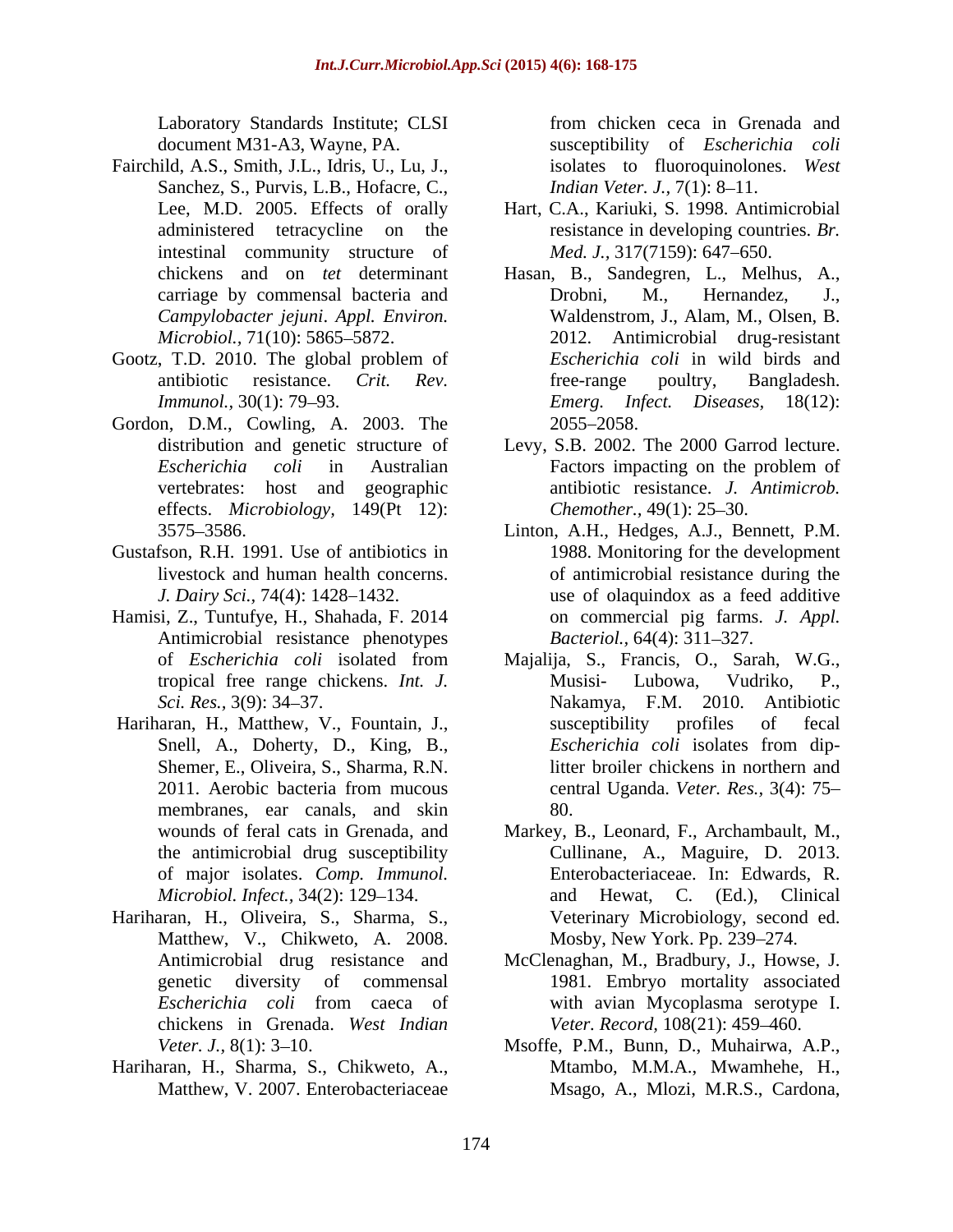Laboratory Standards Institute; CLSI document M31-A3, Wayne, PA.

Fairchild, A.S., Smith, J.L., Idris, U., Lu, J., Sanchez, S., Purvis, L.B., Hofacre, C., Lee, M.D. 2005. Effects of orally administered tetracycline on the intestinal community structure of chickens and on *tet* determinant carriage by commensal bacteria and *Campylobacter jejuni*. *Appl. Environ. Microbiol.,* 71(10): 5865–5872.

Gootz, T.D. 2010. The global problem of antibiotic resistance. *Crit. Rev. Immunol.,* 30(1): 79–93.

Gordon, D.M., Cowling, A. 2003. The distribution and genetic structure of *Escherichia coli* in Australian vertebrates: host and geographic effects. *Microbiology,* 149(Pt 12): 3575–3586.

Gustafson, R.H. 1991. Use of antibiotics in livestock and human health concerns. *J. Dairy Sci.,* 74(4): 1428–1432.

Hamisi, Z., Tuntufye, H., Shahada, F. 2014 Antimicrobial resistance phenotypes of *Escherichia coli* isolated from tropical free range chickens. *Int. J. Sci. Res.,* 3(9): 34–37.

Hariharan, H., Matthew, V., Fountain, J., Snell, A., Doherty, D., King, B., Shemer, E., Oliveira, S., Sharma, R.N. 2011. Aerobic bacteria from mucous membranes, ear canals, and skin wounds of feral cats in Grenada, and the antimicrobial drug susceptibility of major isolates. *Comp. Immunol. Microbiol. Infect.,* 34(2): 129–134.

Hariharan, H., Oliveira, S., Sharma, S., Matthew, V., Chikweto, A. 2008. Antimicrobial drug resistance and genetic diversity of commensal *Escherichia coli* from caeca of chickens in Grenada. *West Indian Veter. J.,* 8(1): 3–10.

Hariharan, H., Sharma, S., Chikweto, A., Matthew, V. 2007. Enterobacteriaceae from chicken ceca in Grenada and susceptibility of *Escherichia coli* isolates to fluoroquinolones. *West Indian Veter. J.,* 7(1): 8–11.

Hart, C.A., Kariuki, S. 1998. Antimicrobial resistance in developing countries. *Br. Med. J.,* 317(7159): 647–650.

Hasan, B., Sandegren, L., Melhus, A., Drobni, M., Hernandez, J., Waldenstrom, J., Alam, M., Olsen, B. 2012. Antimicrobial drug-resistant *Escherichia coli* in wild birds and free-range poultry, Bangladesh. *Emerg. Infect. Diseases,* 18(12): 2055–2058.

Levy, S.B. 2002. The 2000 Garrod lecture. Factors impacting on the problem of antibiotic resistance. *J. Antimicrob. Chemother.,* 49(1): 25–30.

Linton, A.H., Hedges, A.J., Bennett, P.M. 1988. Monitoring for the development of antimicrobial resistance during the use of olaquindox as a feed additive on commercial pig farms. *J. Appl. Bacteriol.,* 64(4): 311–327.

Majalija, S., Francis, O., Sarah, W.G., Musisi- Lubowa, Vudriko, P., Nakamya, F.M. 2010. Antibiotic susceptibility profiles of fecal *Escherichia coli* isolates from dip-litter broiler chickens in northern and central Uganda. *Veter. Res.,* 3(4): 75–80.

Markey, B., Leonard, F., Archambault, M., Cullinane, A., Maguire, D. 2013. Enterobacteriaceae. In: Edwards, R. and Hewat, C. (Ed.), Clinical Veterinary Microbiology, second ed. Mosby, New York. Pp. 239–274.

McClenaghan, M., Bradbury, J., Howse, J. 1981. Embryo mortality associated with avian Mycoplasma serotype I. *Veter. Record,* 108(21): 459–460.

Msoffe, P.M., Bunn, D., Muhairwa, A.P., Mtambo, M.M.A., Mwamhehe, H., Msago, A., Mlozi, M.R.S., Cardona,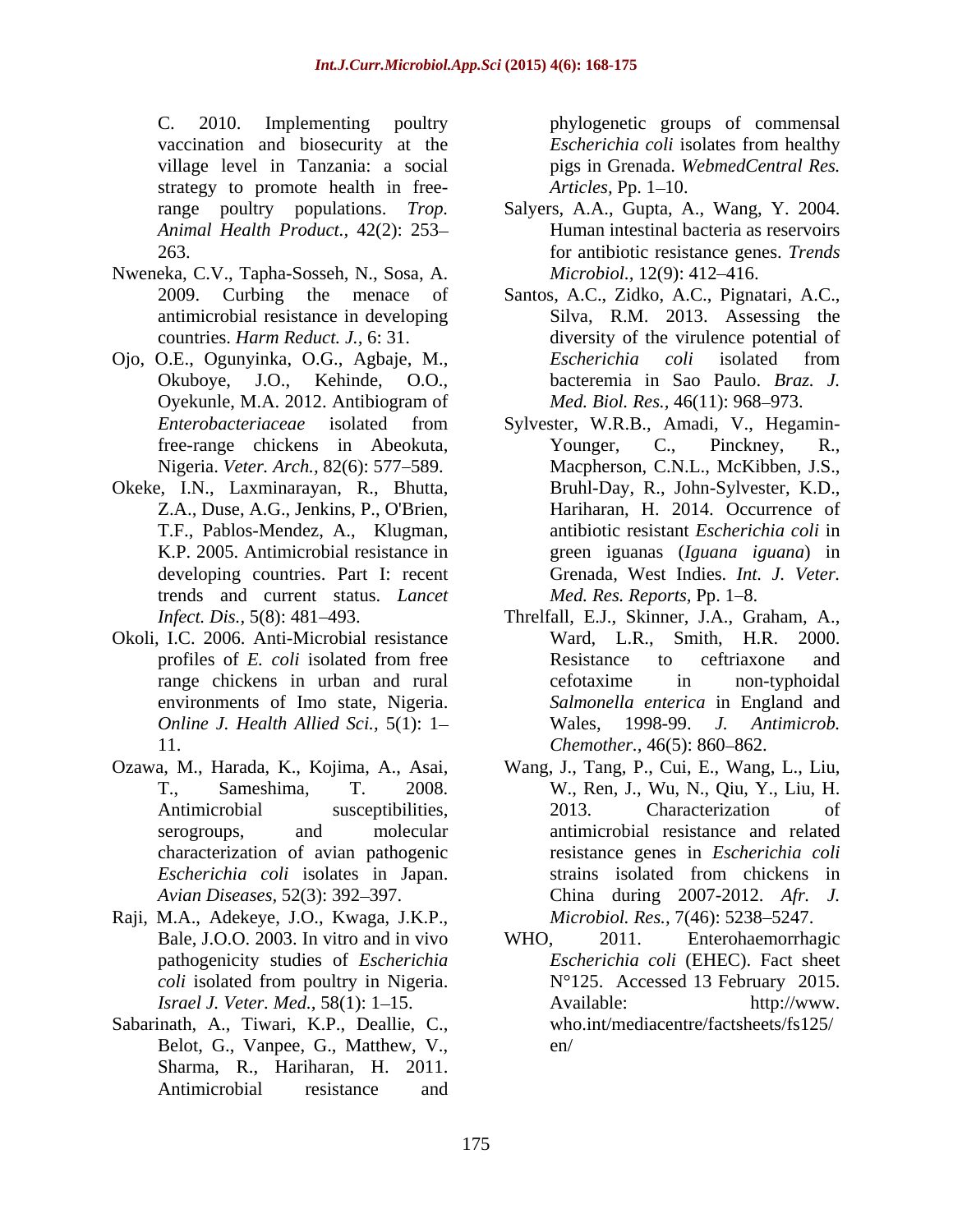C. 2010. Implementing poultry vaccination and biosecurity at the village level in Tanzania: a social strategy to promote health in free-range poultry populations. *Trop. Animal Health Product.,* 42(2): 253–263.

Nweneka, C.V., Tapha-Sosseh, N., Sosa, A. 2009. Curbing the menace of antimicrobial resistance in developing countries. *Harm Reduct. J.,* 6: 31.

Ojo, O.E., Ogunyinka, O.G., Agbaje, M., Okuboye, J.O., Kehinde, O.O., Oyekunle, M.A. 2012. Antibiogram of *Enterobacteriaceae* isolated from free-range chickens in Abeokuta, Nigeria. *Veter. Arch.,* 82(6): 577–589.

Okeke, I.N., Laxminarayan, R., Bhutta, Z.A., Duse, A.G., Jenkins, P., O'Brien, T.F., Pablos-Mendez, A., Klugman, K.P. 2005. Antimicrobial resistance in developing countries. Part I: recent trends and current status. *Lancet Infect. Dis.,* 5(8): 481–493.

Okoli, I.C. 2006. Anti-Microbial resistance profiles of *E. coli* isolated from free range chickens in urban and rural environments of Imo state, Nigeria. *Online J. Health Allied Sci.,* 5(1): 1–11.

Ozawa, M., Harada, K., Kojima, A., Asai, T., Sameshima, T. 2008. Antimicrobial susceptibilities, serogroups, and molecular characterization of avian pathogenic *Escherichia coli* isolates in Japan. *Avian Diseases,* 52(3): 392–397.

Raji, M.A., Adekeye, J.O., Kwaga, J.K.P., Bale, J.O.O. 2003. In vitro and in vivo pathogenicity studies of *Escherichia coli* isolated from poultry in Nigeria. *Israel J. Veter. Med.,* 58(1): 1–15.

Sabarinath, A., Tiwari, K.P., Deallie, C., Belot, G., Vanpee, G., Matthew, V., Sharma, R., Hariharan, H. 2011. Antimicrobial resistance and phylogenetic groups of commensal *Escherichia coli* isolates from healthy pigs in Grenada. *WebmedCentral Res. Articles,* Pp. 1–10.

Salyers, A.A., Gupta, A., Wang, Y. 2004. Human intestinal bacteria as reservoirs for antibiotic resistance genes. *Trends Microbiol.,* 12(9): 412–416.

Santos, A.C., Zidko, A.C., Pignatari, A.C., Silva, R.M. 2013. Assessing the diversity of the virulence potential of *Escherichia coli* isolated from bacteremia in Sao Paulo. *Braz. J. Med. Biol. Res.,* 46(11): 968–973.

Sylvester, W.R.B., Amadi, V., Hegamin-Younger, C., Pinckney, R., Macpherson, C.N.L., McKibben, J.S., Bruhl-Day, R., John-Sylvester, K.D., Hariharan, H. 2014. Occurrence of antibiotic resistant *Escherichia coli* in green iguanas (*Iguana iguana*) in Grenada, West Indies. *Int. J. Veter. Med. Res. Reports,* Pp. 1–8.

Threlfall, E.J., Skinner, J.A., Graham, A., Ward, L.R., Smith, H.R. 2000. Resistance to ceftriaxone and cefotaxime in non-typhoidal *Salmonella enterica* in England and Wales, 1998-99. *J. Antimicrob. Chemother.,* 46(5): 860–862.

Wang, J., Tang, P., Cui, E., Wang, L., Liu, W., Ren, J., Wu, N., Qiu, Y., Liu, H. 2013. Characterization of antimicrobial resistance and related resistance genes in *Escherichia coli* strains isolated from chickens in China during 2007-2012. *Afr. J. Microbiol. Res.,* 7(46): 5238–5247.

WHO, 2011. Enterohaemorrhagic *Escherichia coli* (EHEC). Fact sheet N°125. Accessed 13 February 2015. Available: http://www.who.int/mediacentre/factsheets/fs125/en/